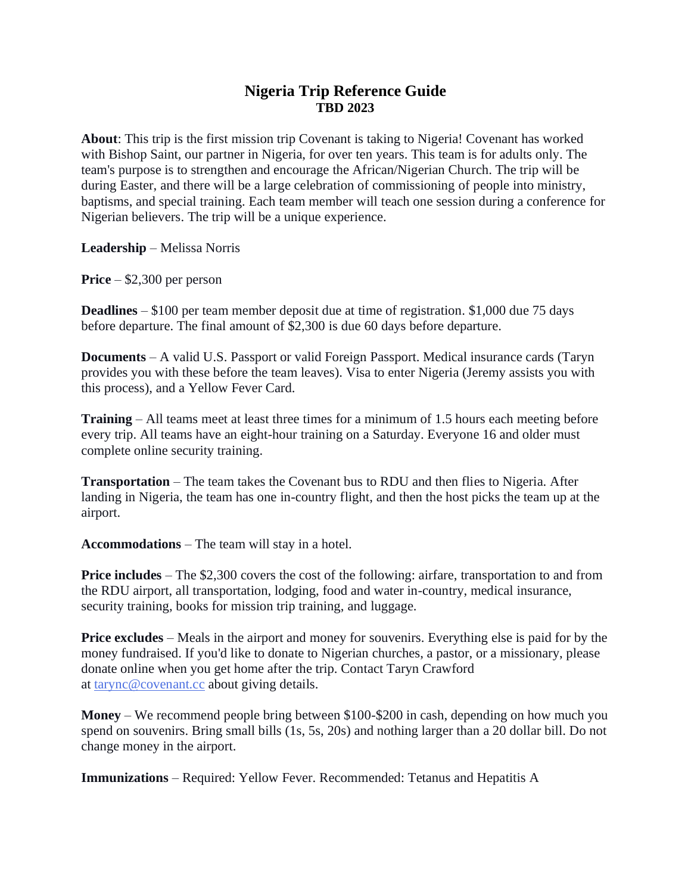# Nigeria Trip Reference Guide
## TBD 2023

**About**: This trip is the first mission trip Covenant is taking to Nigeria! Covenant has worked with Bishop Saint, our partner in Nigeria, for over ten years. This team is for adults only. The team's purpose is to strengthen and encourage the African/Nigerian Church. The trip will be during Easter, and there will be a large celebration of commissioning of people into ministry, baptisms, and special training. Each team member will teach one session during a conference for Nigerian believers. The trip will be a unique experience.

**Leadership** – Melissa Norris

**Price** – $2,300 per person

**Deadlines** – $100 per team member deposit due at time of registration. $1,000 due 75 days before departure. The final amount of $2,300 is due 60 days before departure.

**Documents** – A valid U.S. Passport or valid Foreign Passport. Medical insurance cards (Taryn provides you with these before the team leaves). Visa to enter Nigeria (Jeremy assists you with this process), and a Yellow Fever Card.

**Training** – All teams meet at least three times for a minimum of 1.5 hours each meeting before every trip. All teams have an eight-hour training on a Saturday. Everyone 16 and older must complete online security training.

**Transportation** – The team takes the Covenant bus to RDU and then flies to Nigeria. After landing in Nigeria, the team has one in-country flight, and then the host picks the team up at the airport.

**Accommodations** – The team will stay in a hotel.

**Price includes** – The $2,300 covers the cost of the following: airfare, transportation to and from the RDU airport, all transportation, lodging, food and water in-country, medical insurance, security training, books for mission trip training, and luggage.

**Price excludes** – Meals in the airport and money for souvenirs. Everything else is paid for by the money fundraised. If you'd like to donate to Nigerian churches, a pastor, or a missionary, please donate online when you get home after the trip. Contact Taryn Crawford at [tarync@covenant.cc](mailto:tarync@covenant.cc) about giving details.

**Money** – We recommend people bring between $100-$200 in cash, depending on how much you spend on souvenirs. Bring small bills (1s, 5s, 20s) and nothing larger than a 20 dollar bill. Do not change money in the airport.

**Immunizations** – Required: Yellow Fever. Recommended: Tetanus and Hepatitis A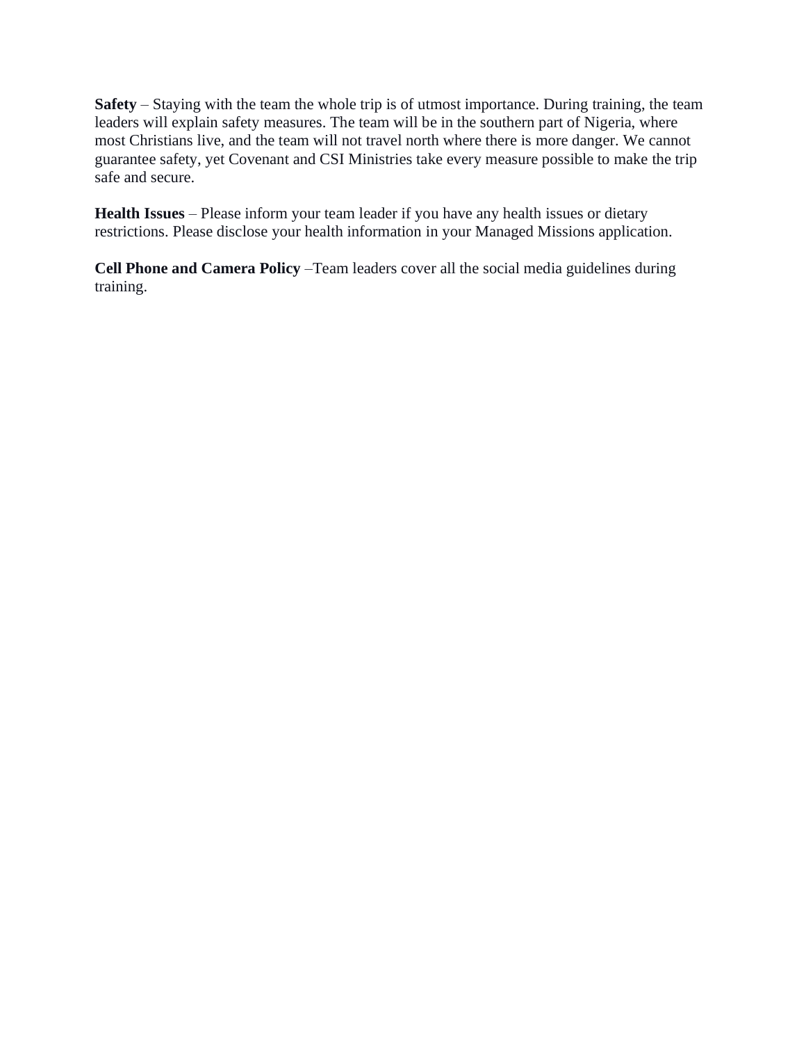**Safety** – Staying with the team the whole trip is of utmost importance. During training, the team leaders will explain safety measures. The team will be in the southern part of Nigeria, where most Christians live, and the team will not travel north where there is more danger. We cannot guarantee safety, yet Covenant and CSI Ministries take every measure possible to make the trip safe and secure.

**Health Issues** – Please inform your team leader if you have any health issues or dietary restrictions. Please disclose your health information in your Managed Missions application.

**Cell Phone and Camera Policy** –Team leaders cover all the social media guidelines during training.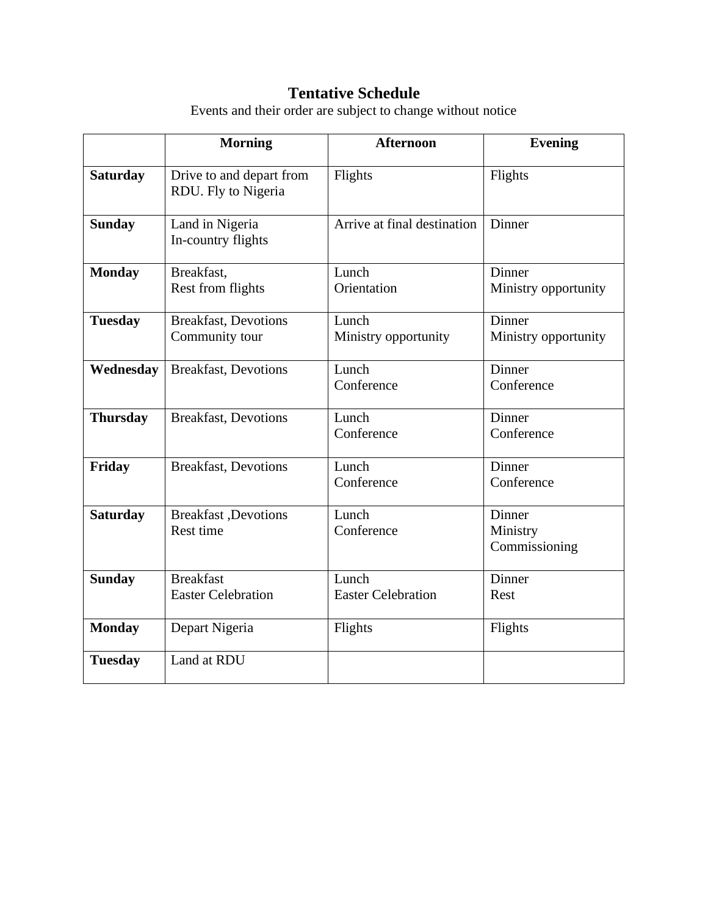# Tentative Schedule

Events and their order are subject to change without notice

| | Morning | Afternoon | Evening |
|---|---|---|---|
| **Saturday** | Drive to and depart from RDU. Fly to Nigeria | Flights | Flights |
| **Sunday** | Land in Nigeria<br>In-country flights | Arrive at final destination | Dinner |
| **Monday** | Breakfast,<br>Rest from flights | Lunch<br>Orientation | Dinner<br>Ministry opportunity |
| **Tuesday** | Breakfast, Devotions<br>Community tour | Lunch<br>Ministry opportunity | Dinner<br>Ministry opportunity |
| **Wednesday** | Breakfast, Devotions | Lunch<br>Conference | Dinner<br>Conference |
| **Thursday** | Breakfast, Devotions | Lunch<br>Conference | Dinner<br>Conference |
| **Friday** | Breakfast, Devotions | Lunch<br>Conference | Dinner<br>Conference |
| **Saturday** | Breakfast ,Devotions<br>Rest time | Lunch<br>Conference | Dinner<br>Ministry<br>Commissioning |
| **Sunday** | Breakfast<br>Easter Celebration | Lunch<br>Easter Celebration | Dinner<br>Rest |
| **Monday** | Depart Nigeria | Flights | Flights |
| **Tuesday** | Land at RDU | | |